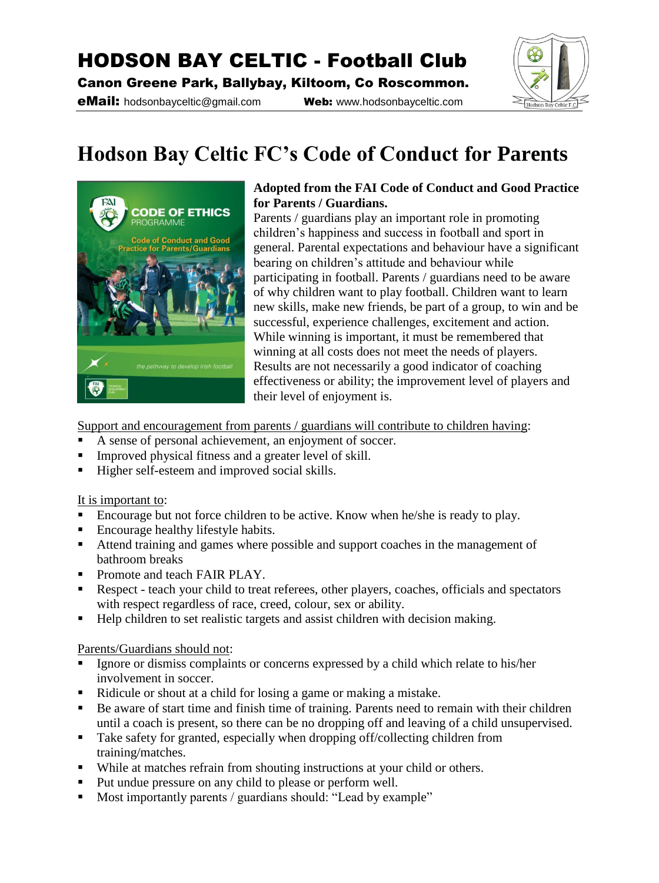# HODSON BAY CELTIC - Football Club

**Canon Greene Park, Ballybay, Kiltoom, Co Roscommon.**

**eMail:** hodsonbayceltic@gmail.com **Web:** www.hodsonbayceltic.com

# Hodson Bay Celtic FC's Code of Conduct for Parents

**Adopted from the FAI Code of Conduct and Good Practice for Parents / Guardians.**

Parents / guardians play an important role in promoting children's happiness and success in football and sport in general. Parental expectations and behaviour have a significant bearing on children's attitude and behaviour while participating in football. Parents / guardians need to be aware of why children want to play football. Children want to learn new skills, make new friends, be part of a group, to win and be successful, experience challenges, excitement and action. While winning is important, it must be remembered that winning at all costs does not meet the needs of players. Results are not necessarily a good indicator of coaching effectiveness or ability; the improvement level of players and their level of enjoyment is.

Support and encouragement from parents / guardians will contribute to children having:

- A sense of personal achievement, an enjoyment of soccer.
- Improved physical fitness and a greater level of skill.
- Higher self-esteem and improved social skills.

It is important to:

- Encourage but not force children to be active. Know when he/she is ready to play.
- Encourage healthy lifestyle habits.
- Attend training and games where possible and support coaches in the management of bathroom breaks
- Promote and teach FAIR PLAY.
- Respect - teach your child to treat referees, other players, coaches, officials and spectators with respect regardless of race, creed, colour, sex or ability.
- Help children to set realistic targets and assist children with decision making.

Parents/Guardians should not:

- Ignore or dismiss complaints or concerns expressed by a child which relate to his/her involvement in soccer.
- Ridicule or shout at a child for losing a game or making a mistake.
- Be aware of start time and finish time of training. Parents need to remain with their children until a coach is present, so there can be no dropping off and leaving of a child unsupervised.
- Take safety for granted, especially when dropping off/collecting children from training/matches.
- While at matches refrain from shouting instructions at your child or others.
- Put undue pressure on any child to please or perform well.
- Most importantly parents / guardians should: "Lead by example"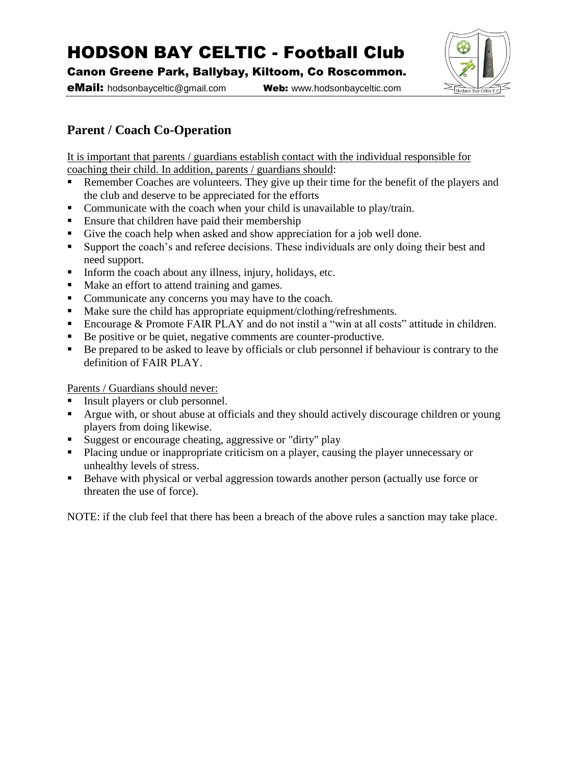# HODSON BAY CELTIC - Football Club

**Canon Greene Park, Ballybay, Kiltoom, Co Roscommon.**

**eMail:** hodsonbayceltic@gmail.com **Web:** www.hodsonbayceltic.com

## Parent / Coach Co-Operation

It is important that parents / guardians establish contact with the individual responsible for coaching their child. In addition, parents / guardians should:

- Remember Coaches are volunteers. They give up their time for the benefit of the players and the club and deserve to be appreciated for the efforts
- Communicate with the coach when your child is unavailable to play/train.
- Ensure that children have paid their membership
- Give the coach help when asked and show appreciation for a job well done.
- Support the coach's and referee decisions. These individuals are only doing their best and need support.
- Inform the coach about any illness, injury, holidays, etc.
- Make an effort to attend training and games.
- Communicate any concerns you may have to the coach.
- Make sure the child has appropriate equipment/clothing/refreshments.
- Encourage & Promote FAIR PLAY and do not instil a "win at all costs" attitude in children.
- Be positive or be quiet, negative comments are counter-productive.
- Be prepared to be asked to leave by officials or club personnel if behaviour is contrary to the definition of FAIR PLAY.

Parents / Guardians should never:

- Insult players or club personnel.
- Argue with, or shout abuse at officials and they should actively discourage children or young players from doing likewise.
- Suggest or encourage cheating, aggressive or "dirty" play
- Placing undue or inappropriate criticism on a player, causing the player unnecessary or unhealthy levels of stress.
- Behave with physical or verbal aggression towards another person (actually use force or threaten the use of force).

NOTE: if the club feel that there has been a breach of the above rules a sanction may take place.